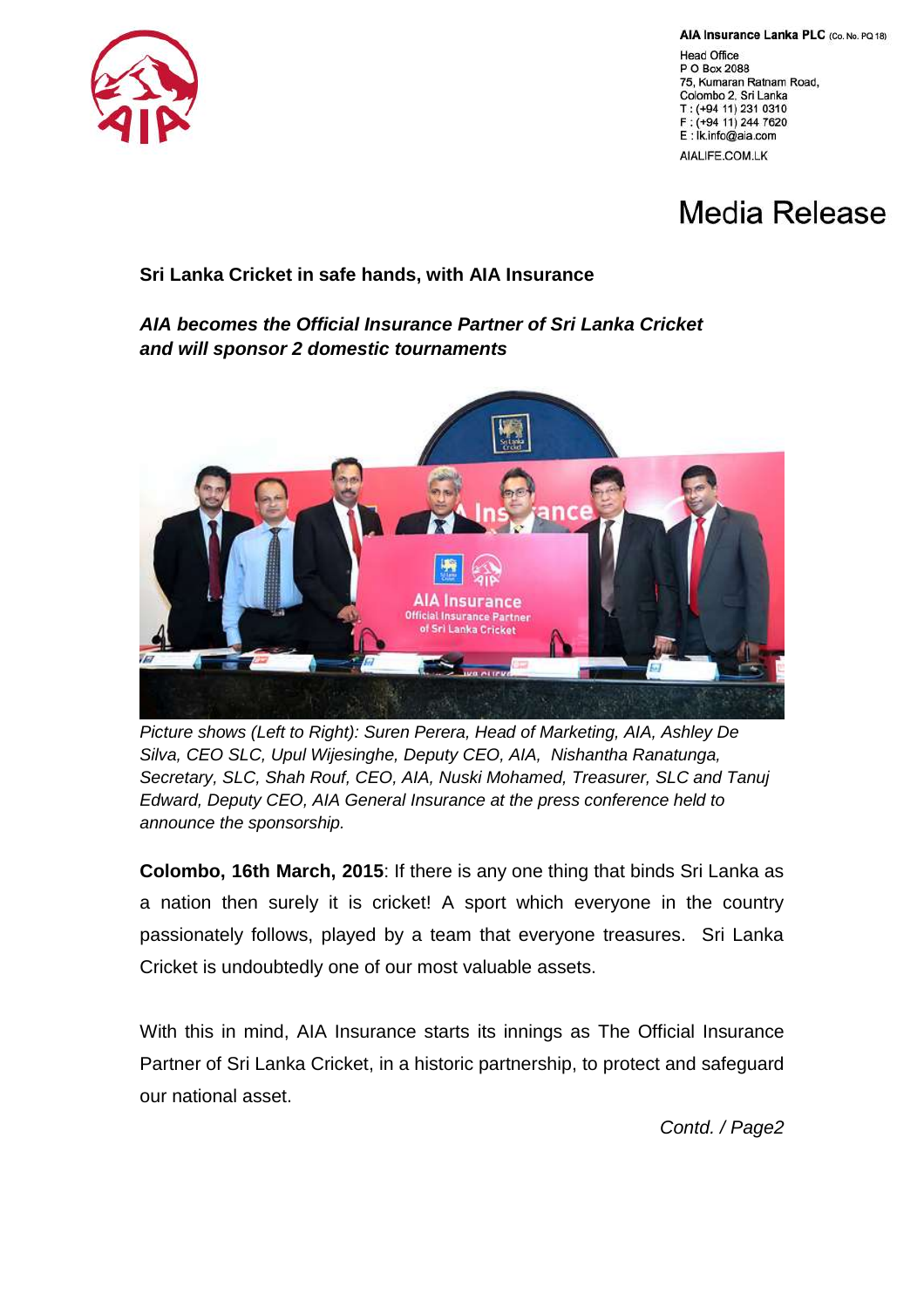AIA Insurance Lanka PLC (Co. No. PQ 18)

Head Office
P O Box 2088
75, Kumaran Ratnam Road,
Colombo 2. Sri Lanka
T : (+94 11) 231 0310
F : (+94 11) 244 7620
E : lk.info@aia.com

AIALIFE.COM.LK

# Media Release

**Sri Lanka Cricket in safe hands, with AIA Insurance**

***AIA becomes the Official Insurance Partner of Sri Lanka Cricket and will sponsor 2 domestic tournaments***

*Picture shows (Left to Right): Suren Perera, Head of Marketing, AIA, Ashley De Silva, CEO SLC, Upul Wijesinghe, Deputy CEO, AIA, Nishantha Ranatunga, Secretary, SLC, Shah Rouf, CEO, AIA, Nuski Mohamed, Treasurer, SLC and Tanuj Edward, Deputy CEO, AIA General Insurance at the press conference held to announce the sponsorship.*

**Colombo, 16th March, 2015**: If there is any one thing that binds Sri Lanka as a nation then surely it is cricket! A sport which everyone in the country passionately follows, played by a team that everyone treasures. Sri Lanka Cricket is undoubtedly one of our most valuable assets.

With this in mind, AIA Insurance starts its innings as The Official Insurance Partner of Sri Lanka Cricket, in a historic partnership, to protect and safeguard our national asset.

*Contd. / Page2*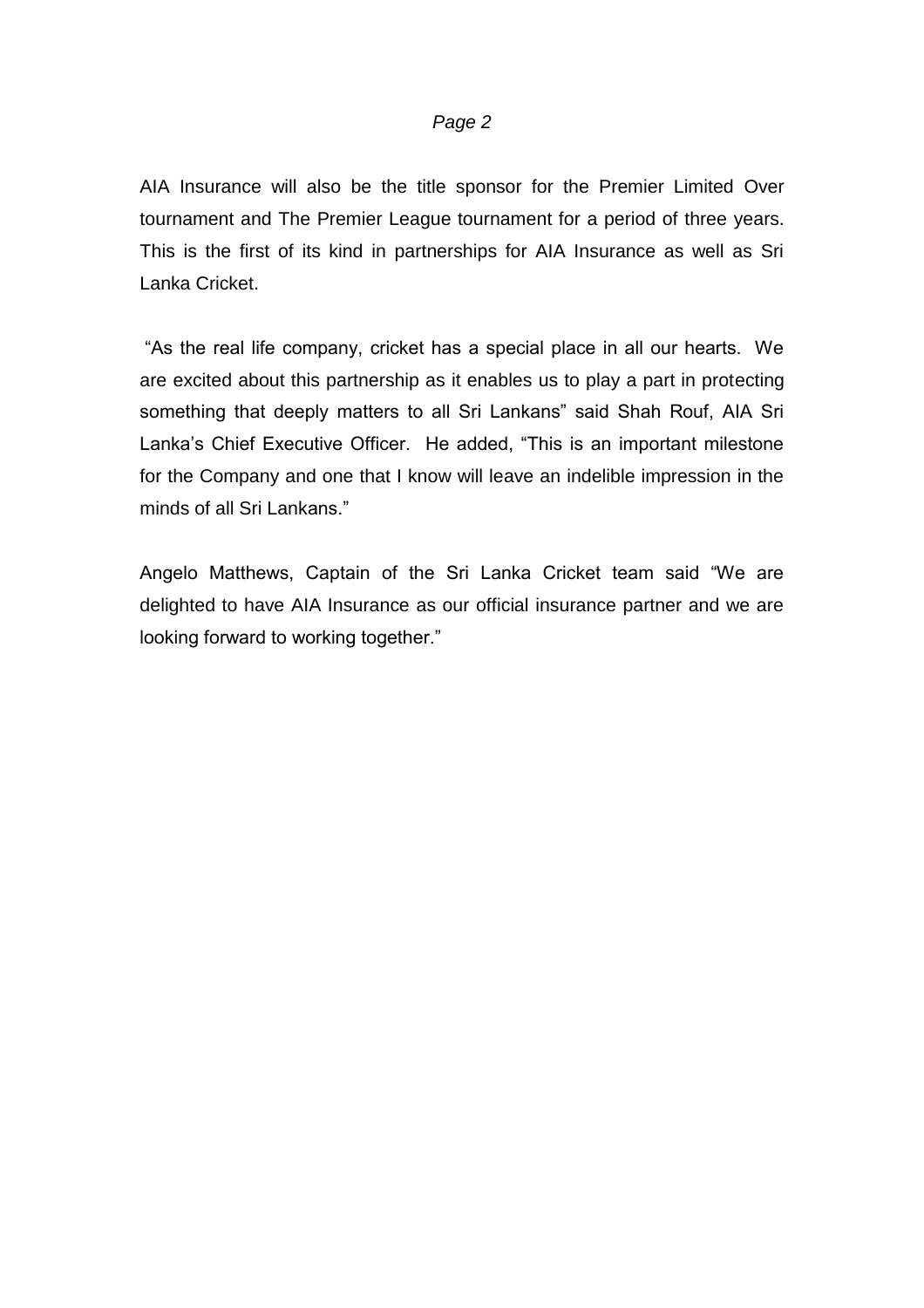AIA Insurance will also be the title sponsor for the Premier Limited Over tournament and The Premier League tournament for a period of three years. This is the first of its kind in partnerships for AIA Insurance as well as Sri Lanka Cricket.

"As the real life company, cricket has a special place in all our hearts. We are excited about this partnership as it enables us to play a part in protecting something that deeply matters to all Sri Lankans" said Shah Rouf, AIA Sri Lanka's Chief Executive Officer. He added, "This is an important milestone for the Company and one that I know will leave an indelible impression in the minds of all Sri Lankans."

Angelo Matthews, Captain of the Sri Lanka Cricket team said "We are delighted to have AIA Insurance as our official insurance partner and we are looking forward to working together."